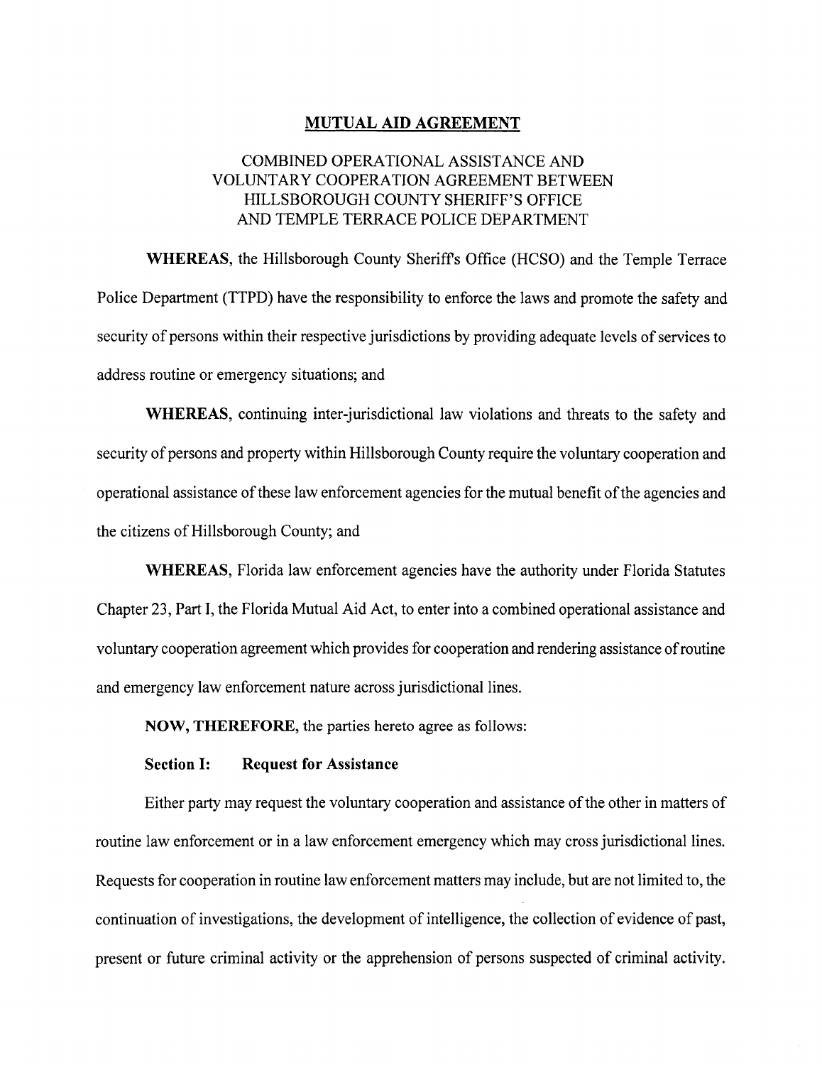# MUTUAL AID AGREEMENT

## COMBINED OPERATIONAL ASSISTANCE AND VOLUNTARY COOPERATION AGREEMENT BETWEEN HILLSBOROUGH COUNTY SHERIFF'S OFFICE AND TEMPLE TERRACE POLICE DEPARTMENT

**WHEREAS**, the Hillsborough County Sheriff's Office (HCSO) and the Temple Terrace Police Department (TTPD) have the responsibility to enforce the laws and promote the safety and security of persons within their respective jurisdictions by providing adequate levels of services to address routine or emergency situations; and

**WHEREAS**, continuing inter-jurisdictional law violations and threats to the safety and security of persons and property within Hillsborough County require the voluntary cooperation and operational assistance of these law enforcement agencies for the mutual benefit of the agencies and the citizens of Hillsborough County; and

**WHEREAS**, Florida law enforcement agencies have the authority under Florida Statutes Chapter 23, Part I, the Florida Mutual Aid Act, to enter into a combined operational assistance and voluntary cooperation agreement which provides for cooperation and rendering assistance of routine and emergency law enforcement nature across jurisdictional lines.

**NOW, THEREFORE**, the parties hereto agree as follows:

**Section I: Request for Assistance**

Either party may request the voluntary cooperation and assistance of the other in matters of routine law enforcement or in a law enforcement emergency which may cross jurisdictional lines. Requests for cooperation in routine law enforcement matters may include, but are not limited to, the continuation of investigations, the development of intelligence, the collection of evidence of past, present or future criminal activity or the apprehension of persons suspected of criminal activity.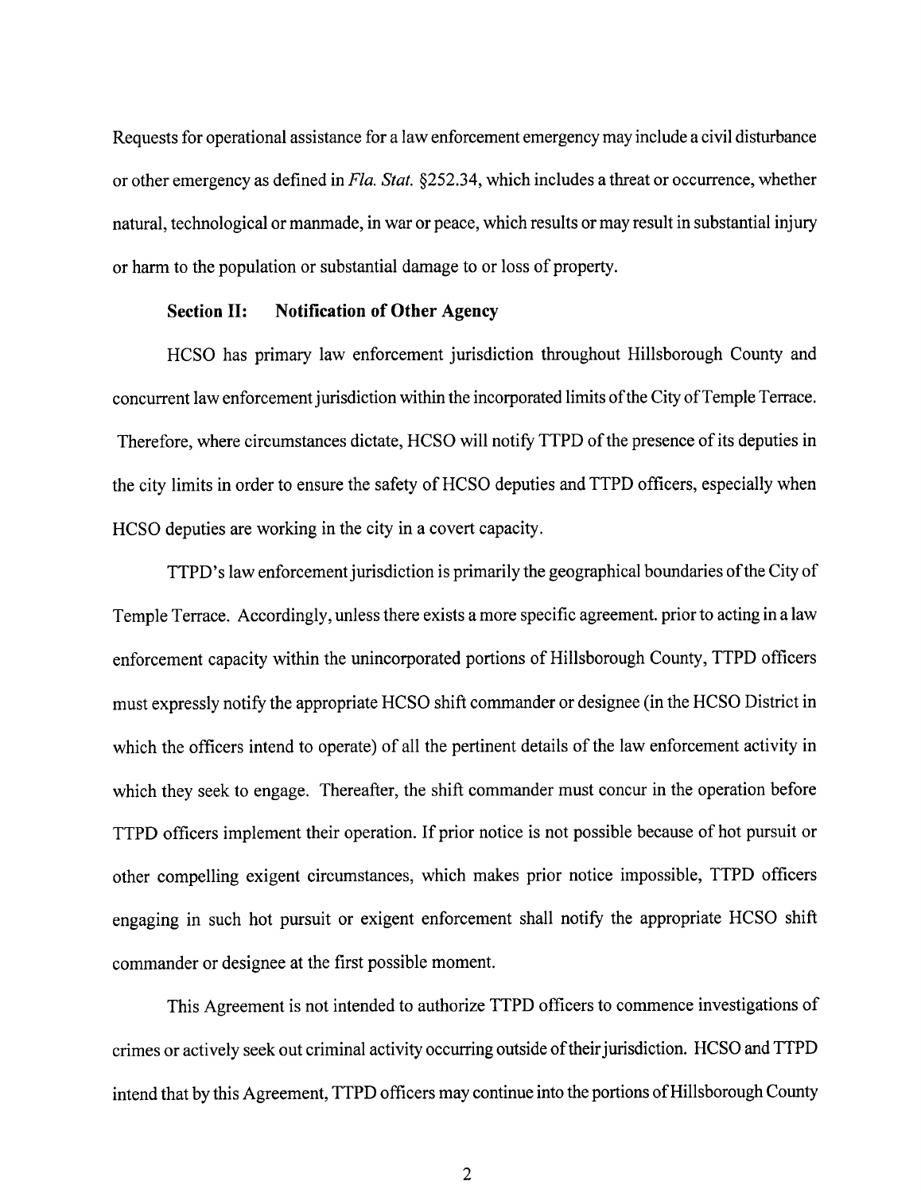Requests for operational assistance for a law enforcement emergency may include a civil disturbance or other emergency as defined in *Fla. Stat.* §252.34, which includes a threat or occurrence, whether natural, technological or manmade, in war or peace, which results or may result in substantial injury or harm to the population or substantial damage to or loss of property.

**Section II: Notification of Other Agency**

HCSO has primary law enforcement jurisdiction throughout Hillsborough County and concurrent law enforcement jurisdiction within the incorporated limits of the City of Temple Terrace. Therefore, where circumstances dictate, HCSO will notify TTPD of the presence of its deputies in the city limits in order to ensure the safety of HCSO deputies and TTPD officers, especially when HCSO deputies are working in the city in a covert capacity.

TTPD's law enforcement jurisdiction is primarily the geographical boundaries of the City of Temple Terrace. Accordingly, unless there exists a more specific agreement. prior to acting in a law enforcement capacity within the unincorporated portions of Hillsborough County, TTPD officers must expressly notify the appropriate HCSO shift commander or designee (in the HCSO District in which the officers intend to operate) of all the pertinent details of the law enforcement activity in which they seek to engage. Thereafter, the shift commander must concur in the operation before TTPD officers implement their operation. If prior notice is not possible because of hot pursuit or other compelling exigent circumstances, which makes prior notice impossible, TTPD officers engaging in such hot pursuit or exigent enforcement shall notify the appropriate HCSO shift commander or designee at the first possible moment.

This Agreement is not intended to authorize TTPD officers to commence investigations of crimes or actively seek out criminal activity occurring outside of their jurisdiction. HCSO and TTPD intend that by this Agreement, TTPD officers may continue into the portions of Hillsborough County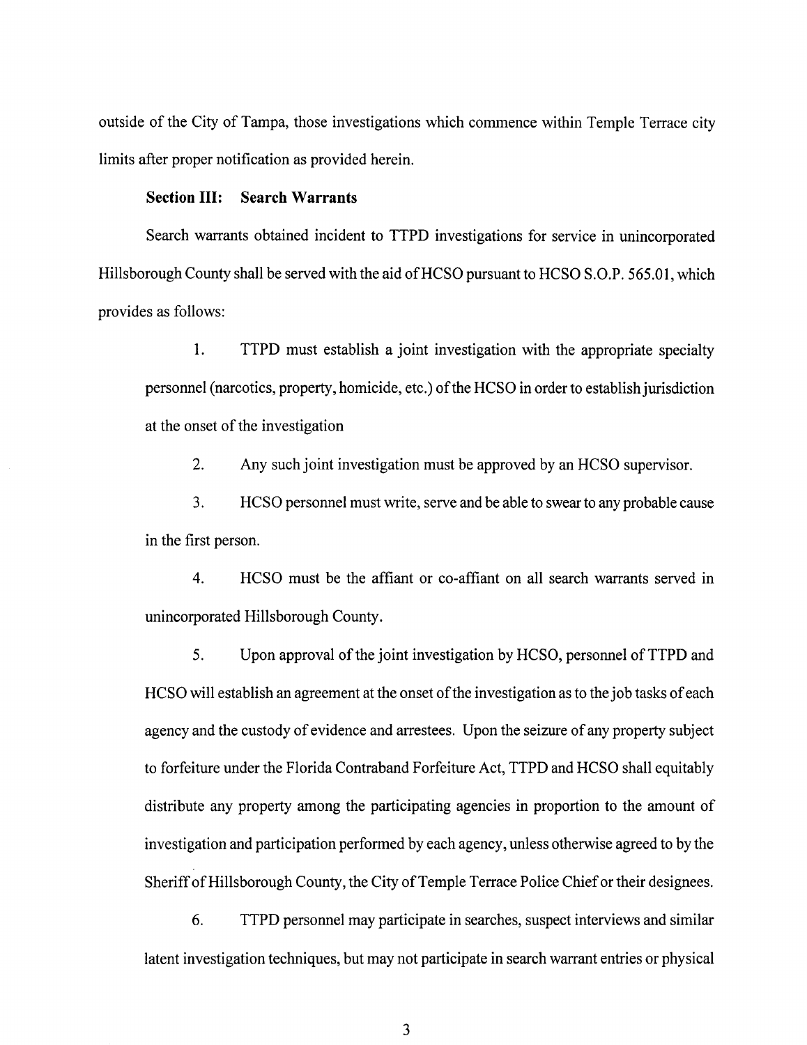outside of the City of Tampa, those investigations which commence within Temple Terrace city limits after proper notification as provided herein.

**Section III: Search Warrants**

Search warrants obtained incident to TTPD investigations for service in unincorporated Hillsborough County shall be served with the aid of HCSO pursuant to HCSO S.O.P. 565.01, which provides as follows:

1. TTPD must establish a joint investigation with the appropriate specialty personnel (narcotics, property, homicide, etc.) of the HCSO in order to establish jurisdiction at the onset of the investigation

2. Any such joint investigation must be approved by an HCSO supervisor.

3. HCSO personnel must write, serve and be able to swear to any probable cause in the first person.

4. HCSO must be the affiant or co-affiant on all search warrants served in unincorporated Hillsborough County.

5. Upon approval of the joint investigation by HCSO, personnel of TTPD and HCSO will establish an agreement at the onset of the investigation as to the job tasks of each agency and the custody of evidence and arrestees. Upon the seizure of any property subject to forfeiture under the Florida Contraband Forfeiture Act, TTPD and HCSO shall equitably distribute any property among the participating agencies in proportion to the amount of investigation and participation performed by each agency, unless otherwise agreed to by the Sheriff of Hillsborough County, the City of Temple Terrace Police Chief or their designees.

6. TTPD personnel may participate in searches, suspect interviews and similar latent investigation techniques, but may not participate in search warrant entries or physical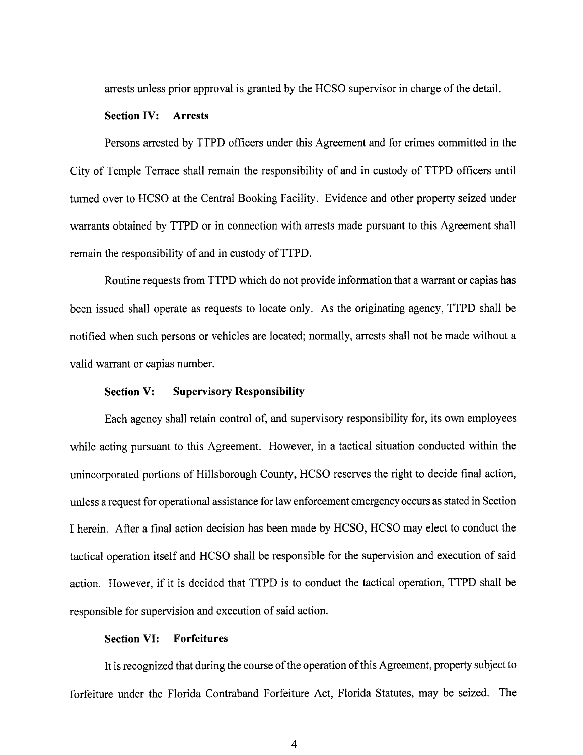arrests unless prior approval is granted by the HCSO supervisor in charge of the detail.

**Section IV: Arrests**

Persons arrested by TTPD officers under this Agreement and for crimes committed in the City of Temple Terrace shall remain the responsibility of and in custody of TTPD officers until turned over to HCSO at the Central Booking Facility. Evidence and other property seized under warrants obtained by TTPD or in connection with arrests made pursuant to this Agreement shall remain the responsibility of and in custody of TTPD.

Routine requests from TTPD which do not provide information that a warrant or capias has been issued shall operate as requests to locate only. As the originating agency, TTPD shall be notified when such persons or vehicles are located; normally, arrests shall not be made without a valid warrant or capias number.

**Section V: Supervisory Responsibility**

Each agency shall retain control of, and supervisory responsibility for, its own employees while acting pursuant to this Agreement. However, in a tactical situation conducted within the unincorporated portions of Hillsborough County, HCSO reserves the right to decide final action, unless a request for operational assistance for law enforcement emergency occurs as stated in Section I herein. After a final action decision has been made by HCSO, HCSO may elect to conduct the tactical operation itself and HCSO shall be responsible for the supervision and execution of said action. However, if it is decided that TTPD is to conduct the tactical operation, TTPD shall be responsible for supervision and execution of said action.

**Section VI: Forfeitures**

It is recognized that during the course of the operation of this Agreement, property subject to forfeiture under the Florida Contraband Forfeiture Act, Florida Statutes, may be seized. The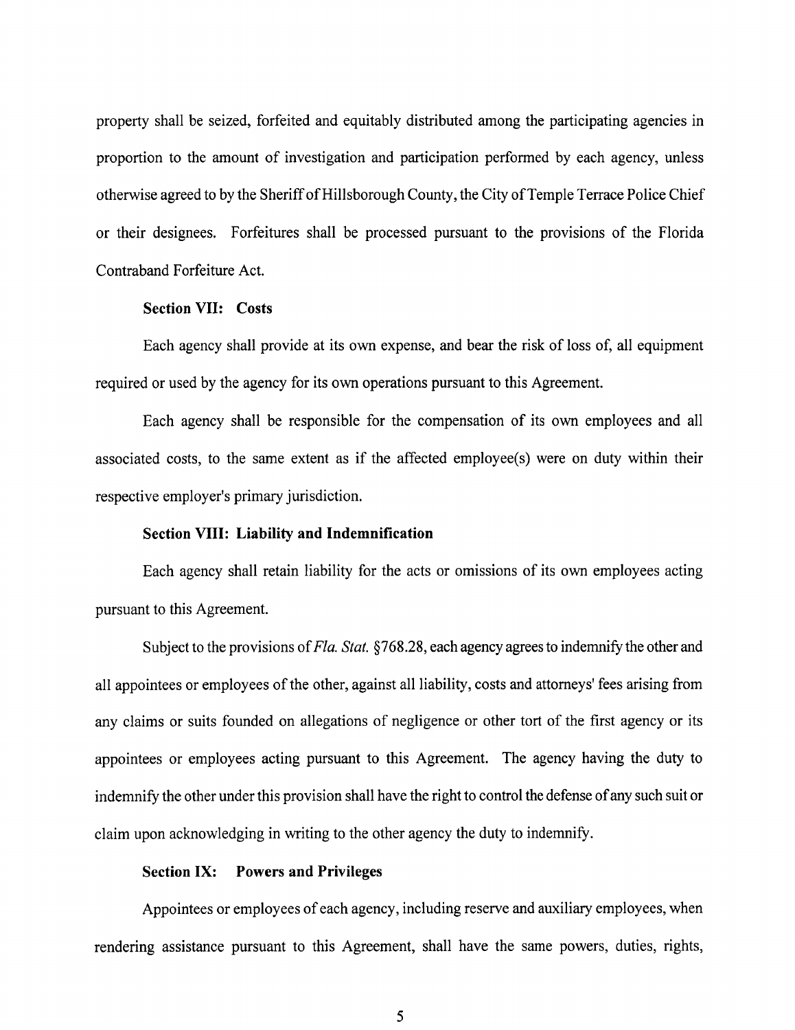property shall be seized, forfeited and equitably distributed among the participating agencies in proportion to the amount of investigation and participation performed by each agency, unless otherwise agreed to by the Sheriff of Hillsborough County, the City of Temple Terrace Police Chief or their designees. Forfeitures shall be processed pursuant to the provisions of the Florida Contraband Forfeiture Act.

**Section VII: Costs**

Each agency shall provide at its own expense, and bear the risk of loss of, all equipment required or used by the agency for its own operations pursuant to this Agreement.

Each agency shall be responsible for the compensation of its own employees and all associated costs, to the same extent as if the affected employee(s) were on duty within their respective employer's primary jurisdiction.

**Section VIII: Liability and Indemnification**

Each agency shall retain liability for the acts or omissions of its own employees acting pursuant to this Agreement.

Subject to the provisions of *Fla. Stat.* §768.28, each agency agrees to indemnify the other and all appointees or employees of the other, against all liability, costs and attorneys' fees arising from any claims or suits founded on allegations of negligence or other tort of the first agency or its appointees or employees acting pursuant to this Agreement. The agency having the duty to indemnify the other under this provision shall have the right to control the defense of any such suit or claim upon acknowledging in writing to the other agency the duty to indemnify.

**Section IX: Powers and Privileges**

Appointees or employees of each agency, including reserve and auxiliary employees, when rendering assistance pursuant to this Agreement, shall have the same powers, duties, rights,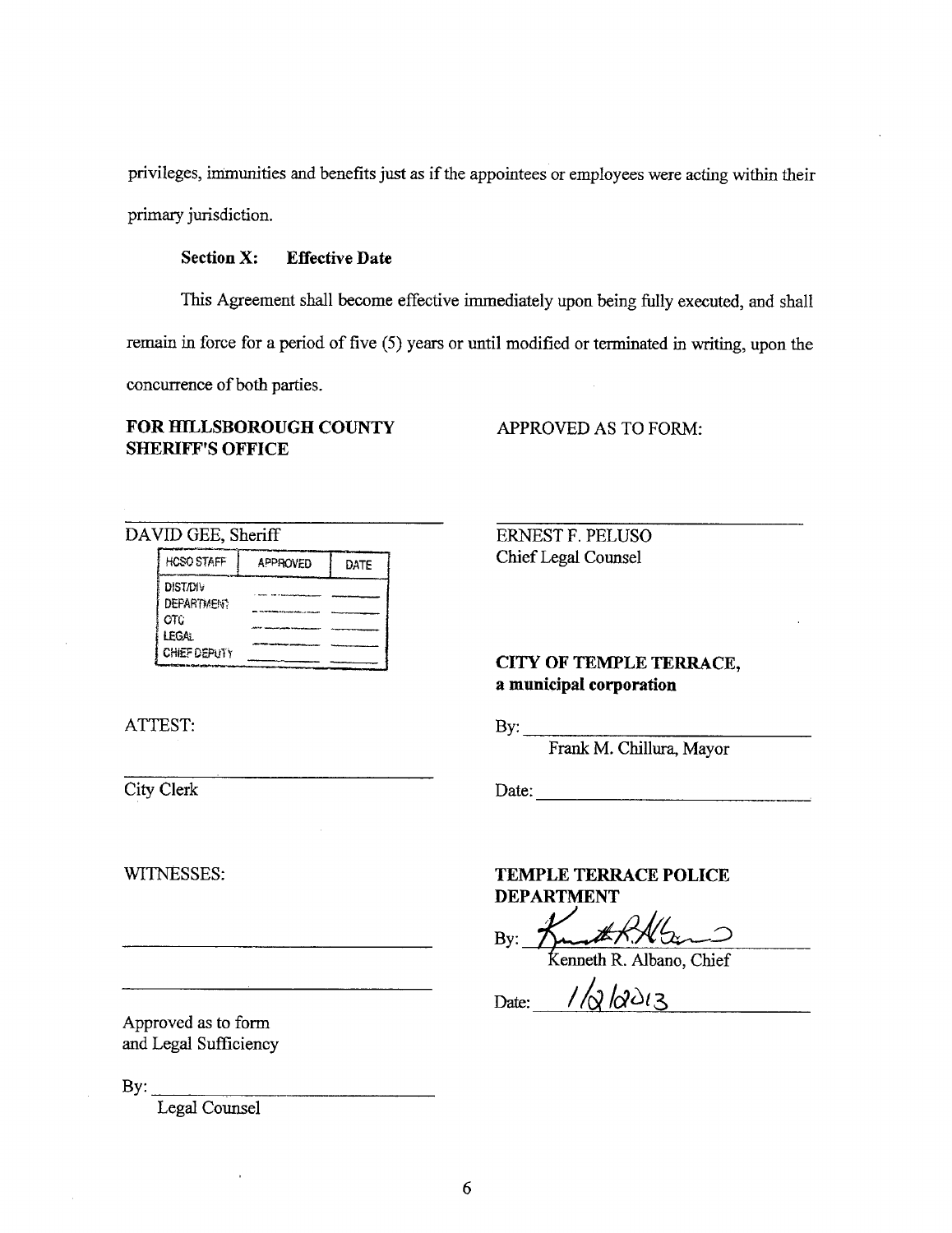privileges, immunities and benefits just as if the appointees or employees were acting within their primary jurisdiction.

**Section X: Effective Date**

This Agreement shall become effective immediately upon being fully executed, and shall remain in force for a period of five (5) years or until modified or terminated in writing, upon the concurrence of both parties.

**FOR HILLSBOROUGH COUNTY SHERIFF'S OFFICE**

\_\_\_\_\_\_\_\_\_\_\_\_\_\_\_\_\_\_\_\_\_\_\_\_\_\_\_\_\_\_
DAVID GEE, Sheriff

| HCSO STAFF | APPROVED | DATE |
|---|---|---|
| DIST/DIV | | |
| DEPARTMENT | | |
| OTC | | |
| LEGAL | | |
| CHIEF DEPUTY | | |

APPROVED AS TO FORM:

\_\_\_\_\_\_\_\_\_\_\_\_\_\_\_\_\_\_\_\_\_\_\_\_\_\_\_\_\_\_
ERNEST F. PELUSO
Chief Legal Counsel

ATTEST:

\_\_\_\_\_\_\_\_\_\_\_\_\_\_\_\_\_\_\_\_\_\_\_\_\_\_\_\_\_\_
City Clerk

**CITY OF TEMPLE TERRACE, a municipal corporation**

By: \_\_\_\_\_\_\_\_\_\_\_\_\_\_\_\_\_\_\_\_\_\_\_\_\_\_\_\_\_\_
Frank M. Chillura, Mayor

Date: \_\_\_\_\_\_\_\_\_\_\_\_\_\_\_\_\_\_\_\_\_\_\_\_\_\_\_\_\_\_

WITNESSES:

\_\_\_\_\_\_\_\_\_\_\_\_\_\_\_\_\_\_\_\_\_\_\_\_\_\_\_\_\_\_

\_\_\_\_\_\_\_\_\_\_\_\_\_\_\_\_\_\_\_\_\_\_\_\_\_\_\_\_\_\_

**TEMPLE TERRACE POLICE DEPARTMENT**

By: *[signature]*
Kenneth R. Albano, Chief

Date: 1/2/2013

Approved as to form and Legal Sufficiency

By: \_\_\_\_\_\_\_\_\_\_\_\_\_\_\_\_\_\_\_\_\_\_\_\_\_\_\_\_\_\_
Legal Counsel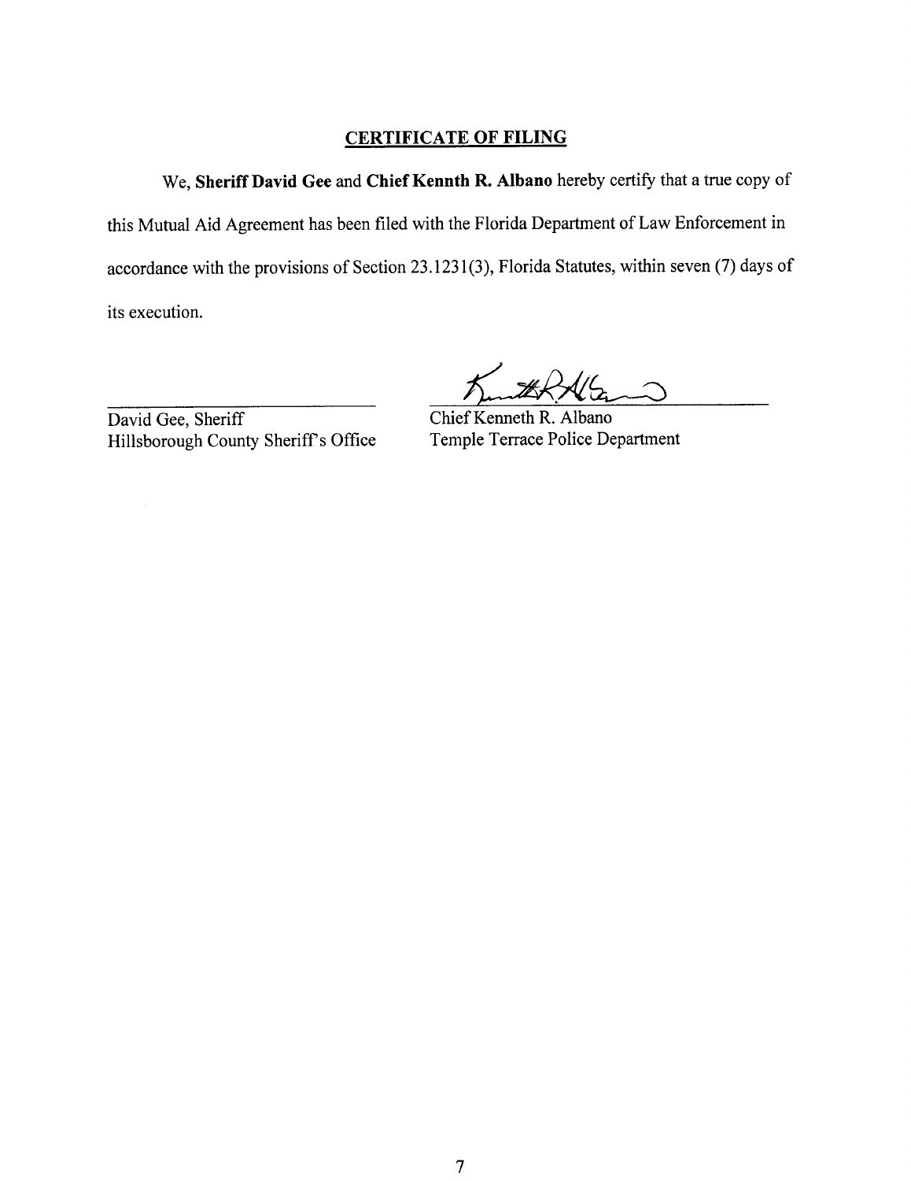## CERTIFICATE OF FILING

We, **Sheriff David Gee** and **Chief Kennth R. Albano** hereby certify that a true copy of this Mutual Aid Agreement has been filed with the Florida Department of Law Enforcement in accordance with the provisions of Section 23.1231(3), Florida Statutes, within seven (7) days of its execution.

| | |
|---|---|
| ______________________________ | ______________________________ |
| David Gee, Sheriff | Chief Kenneth R. Albano |
| Hillsborough County Sheriff's Office | Temple Terrace Police Department |